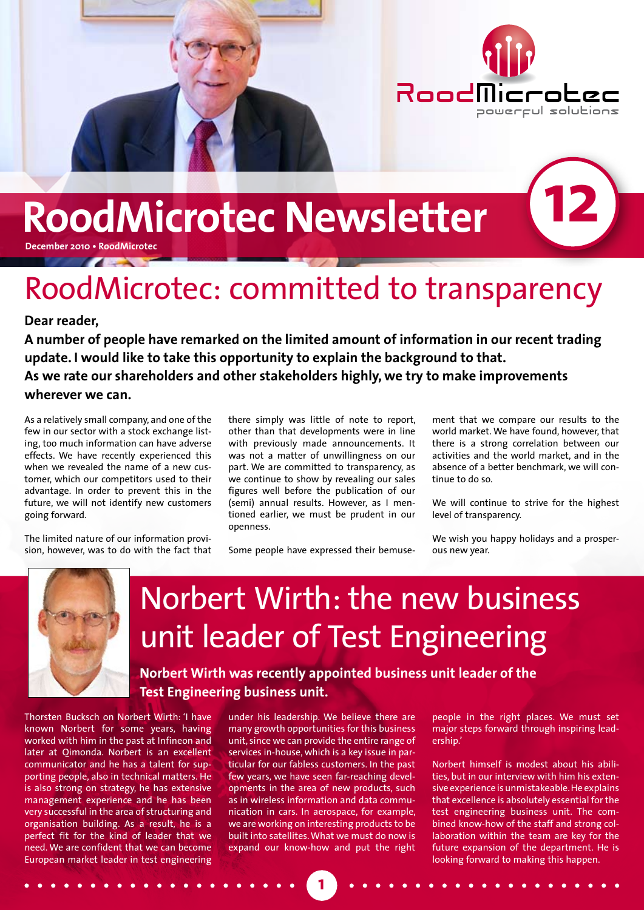# RoodMicrotec Newsletter

**December 2010 • RoodMicrotec**

## RoodMicrotec: committed to transparency

**Dear reader,**

**A number of people have remarked on the limited amount of information in our recent trading update. I would like to take this opportunity to explain the background to that. As we rate our shareholders and other stakeholders highly, we try to make improvements wherever we can.**

As a relatively small company, and one of the few in our sector with a stock exchange listing, too much information can have adverse effects. We have recently experienced this when we revealed the name of a new customer, which our competitors used to their advantage. In order to prevent this in the future, we will not identify new customers going forward.

The limited nature of our information provision, however, was to do with the fact that there simply was little of note to report, other than that developments were in line with previously made announcements. It was not a matter of unwillingness on our part. We are committed to transparency, as we continue to show by revealing our sales figures well before the publication of our (semi) annual results. However, as I mentioned earlier, we must be prudent in our openness.

Some people have expressed their bemusement that we compare our results to the world market. We have found, however, that there is a strong correlation between our activities and the world market, and in the absence of a better benchmark, we will continue to do so.

We will continue to strive for the highest level of transparency.

We wish you happy holidays and a prosperous new year.

## Norbert Wirth: the new business unit leader of Test Engineering

**Norbert Wirth was recently appointed business unit leader of the Test Engineering business unit.**

Thorsten Bucksch on Norbert Wirth: 'I have known Norbert for some years, having worked with him in the past at Infineon and later at Qimonda. Norbert is an excellent communicator and he has a talent for supporting people, also in technical matters. He is also strong on strategy, he has extensive management experience and he has been very successful in the area of structuring and organisation building. As a result, he is a perfect fit for the kind of leader that we need. We are confident that we can become European market leader in test engineering under his leadership. We believe there are many growth opportunities for this business unit, since we can provide the entire range of services in-house, which is a key issue in particular for our fabless customers. In the past few years, we have seen far-reaching developments in the area of new products, such as in wireless information and data communication in cars. In aerospace, for example, we are working on interesting products to be built into satellites. What we must do now is expand our know-how and put the right people in the right places. We must set major steps forward through inspiring leadership.'

Norbert himself is modest about his abilities, but in our interview with him his extensive experience is unmistakeable. He explains that excellence is absolutely essential for the test engineering business unit. The combined know-how of the staff and strong collaboration within the team are key for the future expansion of the department. He is looking forward to making this happen.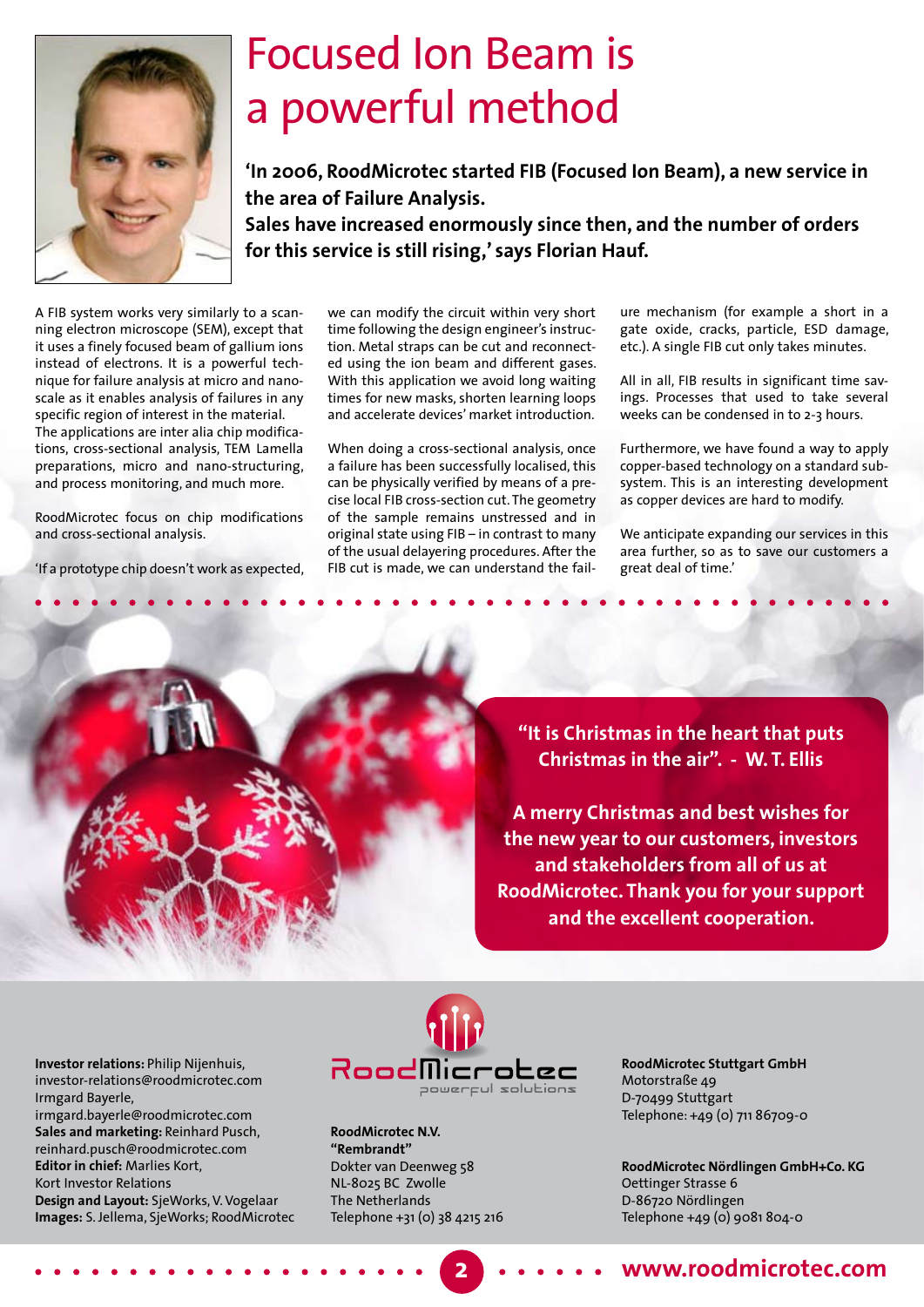# Focused Ion Beam is a powerful method

**'In 2006, RoodMicrotec started FIB (Focused Ion Beam), a new service in the area of Failure Analysis. Sales have increased enormously since then, and the number of orders for this service is still rising,' says Florian Hauf.**

A FIB system works very similarly to a scanning electron microscope (SEM), except that it uses a finely focused beam of gallium ions instead of electrons. It is a powerful technique for failure analysis at micro and nanoscale as it enables analysis of failures in any specific region of interest in the material. The applications are inter alia chip modifications, cross-sectional analysis, TEM Lamella preparations, micro and nano-structuring, and process monitoring, and much more.

RoodMicrotec focus on chip modifications and cross-sectional analysis.

'If a prototype chip doesn't work as expected, we can modify the circuit within very short time following the design engineer's instruction. Metal straps can be cut and reconnected using the ion beam and different gases. With this application we avoid long waiting times for new masks, shorten learning loops and accelerate devices' market introduction.

When doing a cross-sectional analysis, once a failure has been successfully localised, this can be physically verified by means of a precise local FIB cross-section cut. The geometry of the sample remains unstressed and in original state using FIB – in contrast to many of the usual delayering procedures. After the FIB cut is made, we can understand the failure mechanism (for example a short in a gate oxide, cracks, particle, ESD damage, etc.). A single FIB cut only takes minutes.

All in all, FIB results in significant time savings. Processes that used to take several weeks can be condensed in to 2-3 hours.

Furthermore, we have found a way to apply copper-based technology on a standard subsystem. This is an interesting development as copper devices are hard to modify.

We anticipate expanding our services in this area further, so as to save our customers a great deal of time.'

**"It is Christmas in the heart that puts Christmas in the air". - W. T. Ellis**

**A merry Christmas and best wishes for the new year to our customers, investors and stakeholders from all of us at RoodMicrotec. Thank you for your support and the excellent cooperation.**

**Investor relations:** Philip Nijenhuis, investor-relations@roodmicrotec.com
Irmgard Bayerle, irmgard.bayerle@roodmicrotec.com
**Sales and marketing:** Reinhard Pusch, reinhard.pusch@roodmicrotec.com
**Editor in chief:** Marlies Kort, Kort Investor Relations
**Design and Layout:** SjeWorks, V. Vogelaar
**Images:** S. Jellema, SjeWorks; RoodMicrotec

RoodMicrotec
powerful solutions

**RoodMicrotec N.V.**
**"Rembrandt"**
Dokter van Deenweg 58
NL-8025 BC Zwolle
The Netherlands
Telephone +31 (0) 38 4215 216

**RoodMicrotec Stuttgart GmbH**
Motorstraße 49
D-70499 Stuttgart
Telephone: +49 (0) 711 86709-0

**RoodMicrotec Nördlingen GmbH+Co. KG**
Oettinger Strasse 6
D-86720 Nördlingen
Telephone +49 (0) 9081 804-0

**www.roodmicrotec.com**